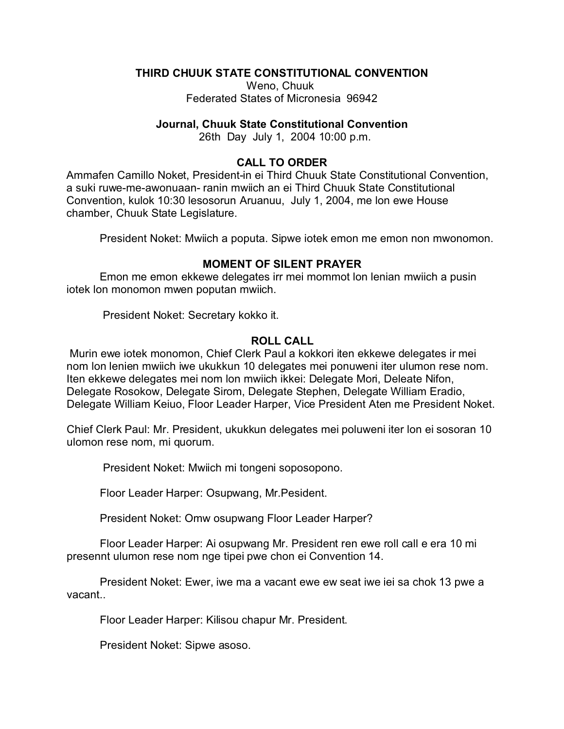**THIRD CHUUK STATE CONSTITUTIONAL CONVENTION**
Weno, Chuuk
Federated States of Micronesia 96942

**Journal, Chuuk State Constitutional Convention**
26th Day July 1, 2004 10:00 p.m.

## CALL TO ORDER

Ammafen Camillo Noket, President-in ei Third Chuuk State Constitutional Convention, a suki ruwe-me-awonuaan- ranin mwiich an ei Third Chuuk State Constitutional Convention, kulok 10:30 lesosorun Aruanuu, July 1, 2004, me lon ewe House chamber, Chuuk State Legislature.

President Noket: Mwiich a poputa. Sipwe iotek emon me emon non mwonomon.

## MOMENT OF SILENT PRAYER

Emon me emon ekkewe delegates irr mei mommot lon lenian mwiich a pusin iotek lon monomon mwen poputan mwiich.

President Noket: Secretary kokko it.

## ROLL CALL

Murin ewe iotek monomon, Chief Clerk Paul a kokkori iten ekkewe delegates ir mei nom lon lenien mwiich iwe ukukkun 10 delegates mei ponuweni iter ulumon rese nom. Iten ekkewe delegates mei nom lon mwiich ikkei: Delegate Mori, Deleate Nifon, Delegate Rosokow, Delegate Sirom, Delegate Stephen, Delegate William Eradio, Delegate William Keiuo, Floor Leader Harper, Vice President Aten me President Noket.

Chief Clerk Paul: Mr. President, ukukkun delegates mei poluweni iter lon ei sosoran 10 ulomon rese nom, mi quorum.

President Noket: Mwiich mi tongeni soposopono.

Floor Leader Harper: Osupwang, Mr.Pesident.

President Noket: Omw osupwang Floor Leader Harper?

Floor Leader Harper: Ai osupwang Mr. President ren ewe roll call e era 10 mi presennt ulumon rese nom nge tipei pwe chon ei Convention 14.

President Noket: Ewer, iwe ma a vacant ewe ew seat iwe iei sa chok 13 pwe a vacant..

Floor Leader Harper: Kilisou chapur Mr. President.

President Noket: Sipwe asoso.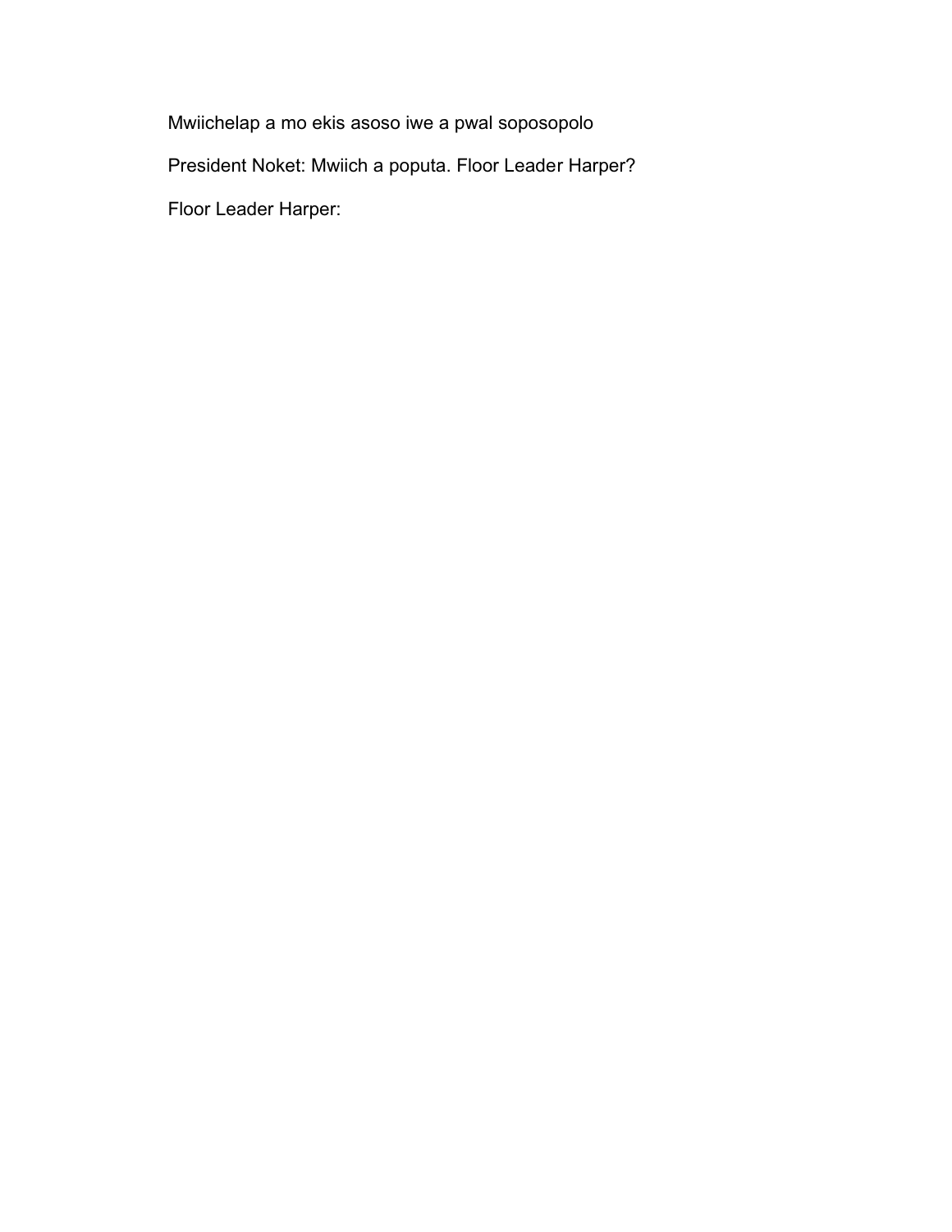Mwiichelap a mo ekis asoso iwe a pwal soposopolo

President Noket: Mwiich a poputa. Floor Leader Harper?

Floor Leader Harper: